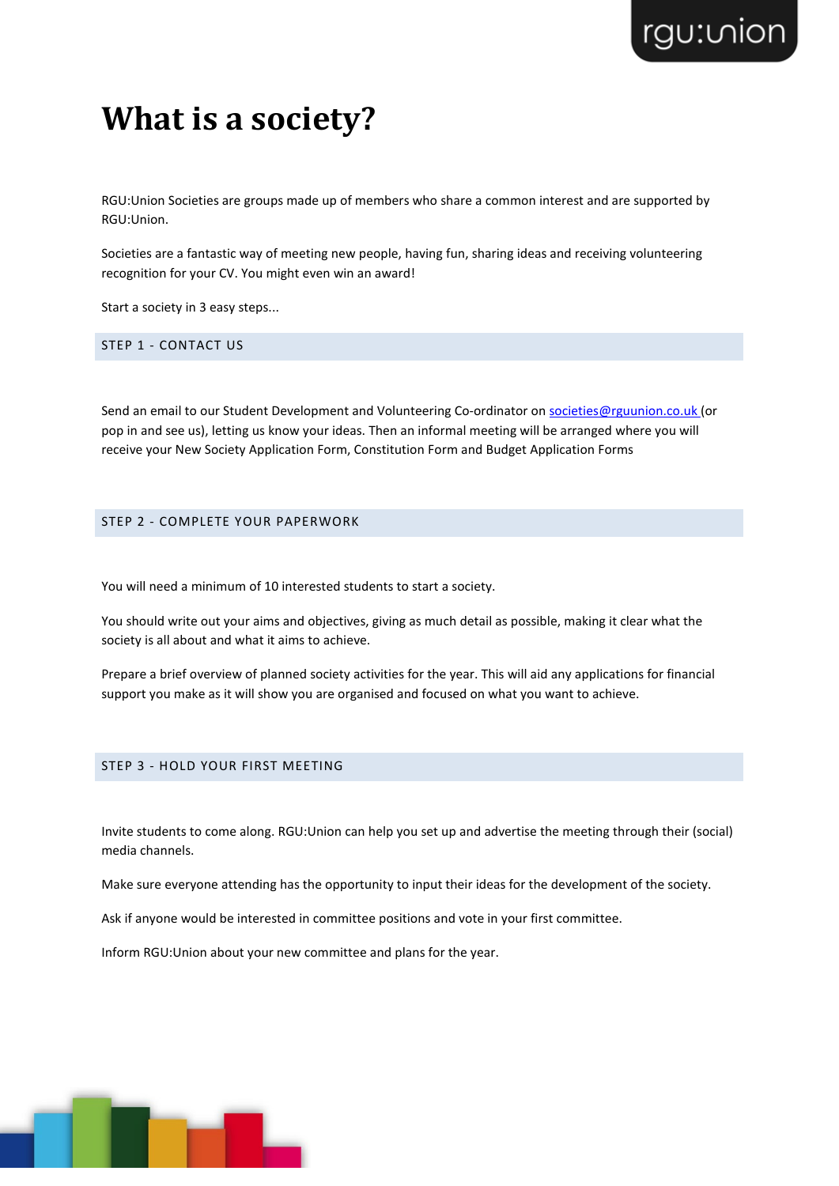# What is a society?

RGU:Union Societies are groups made up of members who share a common interest and are supported by RGU:Union.

Societies are a fantastic way of meeting new people, having fun, sharing ideas and receiving volunteering recognition for your CV. You might even win an award!

Start a society in 3 easy steps...

## STEP 1 - CONTACT US

Send an email to our Student Development and Volunteering Co-ordinator on societies@rguunion.co.uk (or pop in and see us), letting us know your ideas. Then an informal meeting will be arranged where you will receive your New Society Application Form, Constitution Form and Budget Application Forms

## STEP 2 - COMPLETE YOUR PAPERWORK

You will need a minimum of 10 interested students to start a society.

You should write out your aims and objectives, giving as much detail as possible, making it clear what the society is all about and what it aims to achieve.

Prepare a brief overview of planned society activities for the year. This will aid any applications for financial support you make as it will show you are organised and focused on what you want to achieve.

## STEP 3 - HOLD YOUR FIRST MEETING

Invite students to come along. RGU:Union can help you set up and advertise the meeting through their (social) media channels.

Make sure everyone attending has the opportunity to input their ideas for the development of the society.

Ask if anyone would be interested in committee positions and vote in your first committee.

Inform RGU:Union about your new committee and plans for the year.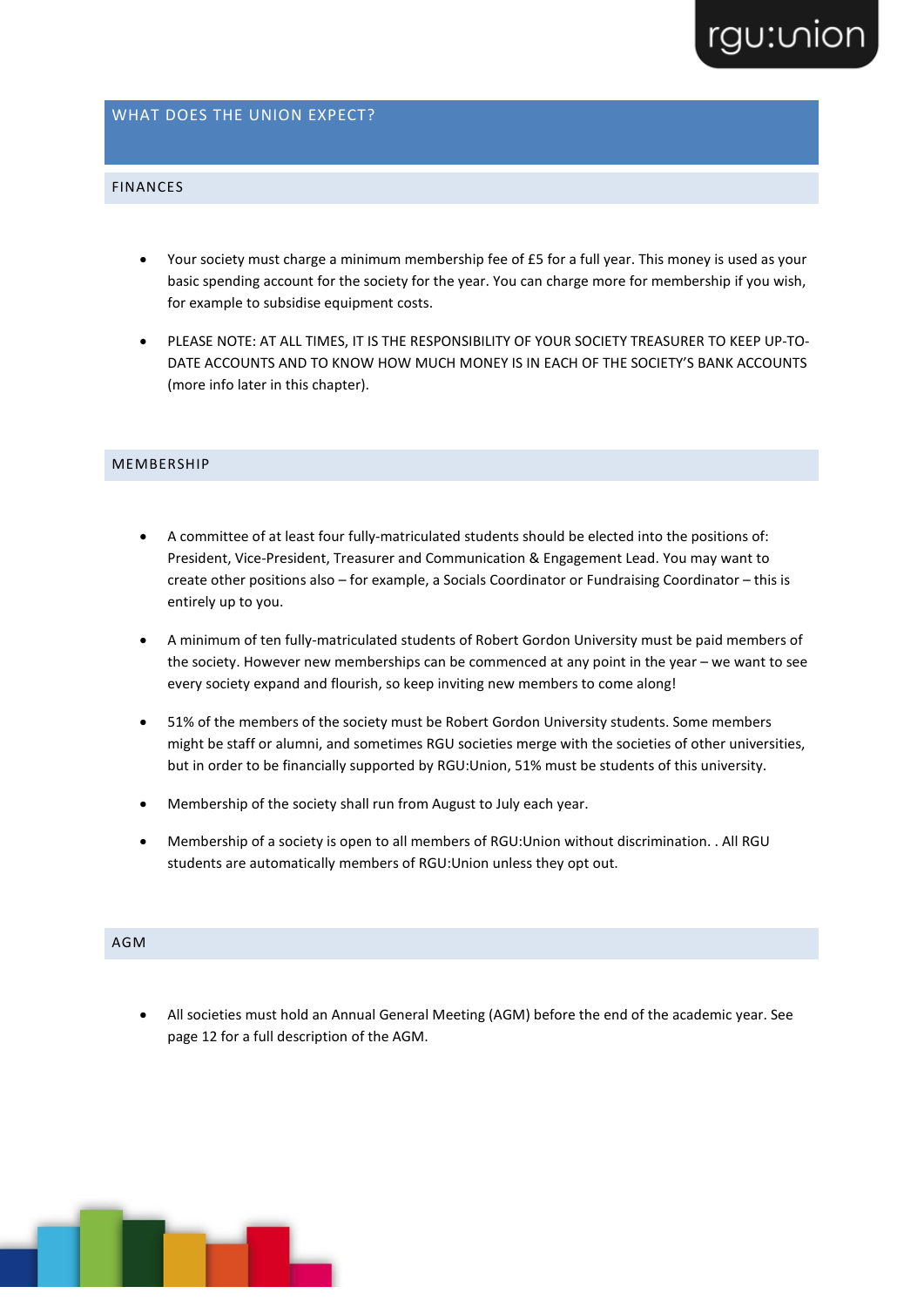## WHAT DOES THE UNION EXPECT?

### FINANCES

- Your society must charge a minimum membership fee of £5 for a full year. This money is used as your basic spending account for the society for the year. You can charge more for membership if you wish, for example to subsidise equipment costs.
- PLEASE NOTE: AT ALL TIMES, IT IS THE RESPONSIBILITY OF YOUR SOCIETY TREASURER TO KEEP UP-TO-DATE ACCOUNTS AND TO KNOW HOW MUCH MONEY IS IN EACH OF THE SOCIETY'S BANK ACCOUNTS (more info later in this chapter).

### MEMBERSHIP

- A committee of at least four fully-matriculated students should be elected into the positions of: President, Vice-President, Treasurer and Communication & Engagement Lead. You may want to create other positions also – for example, a Socials Coordinator or Fundraising Coordinator – this is entirely up to you.
- A minimum of ten fully-matriculated students of Robert Gordon University must be paid members of the society. However new memberships can be commenced at any point in the year – we want to see every society expand and flourish, so keep inviting new members to come along!
- 51% of the members of the society must be Robert Gordon University students. Some members might be staff or alumni, and sometimes RGU societies merge with the societies of other universities, but in order to be financially supported by RGU:Union, 51% must be students of this university.
- Membership of the society shall run from August to July each year.
- Membership of a society is open to all members of RGU:Union without discrimination. . All RGU students are automatically members of RGU:Union unless they opt out.

### AGM

- All societies must hold an Annual General Meeting (AGM) before the end of the academic year. See page 12 for a full description of the AGM.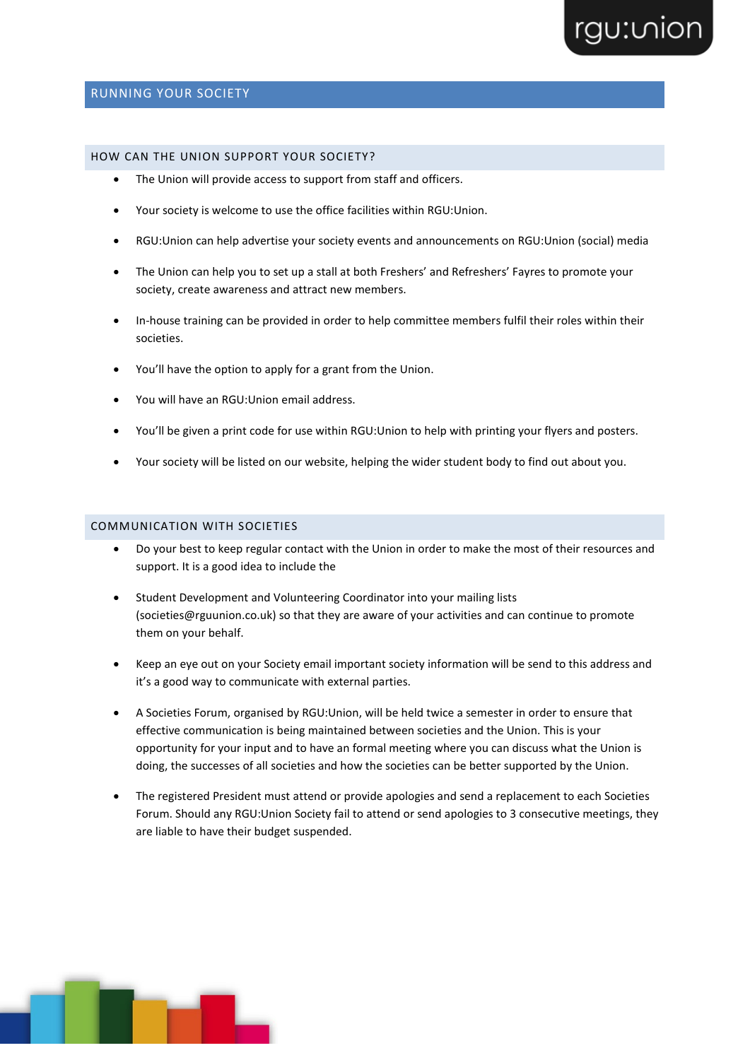# RUNNING YOUR SOCIETY

## HOW CAN THE UNION SUPPORT YOUR SOCIETY?

- The Union will provide access to support from staff and officers.
- Your society is welcome to use the office facilities within RGU:Union.
- RGU:Union can help advertise your society events and announcements on RGU:Union (social) media
- The Union can help you to set up a stall at both Freshers' and Refreshers' Fayres to promote your society, create awareness and attract new members.
- In-house training can be provided in order to help committee members fulfil their roles within their societies.
- You'll have the option to apply for a grant from the Union.
- You will have an RGU:Union email address.
- You'll be given a print code for use within RGU:Union to help with printing your flyers and posters.
- Your society will be listed on our website, helping the wider student body to find out about you.

## COMMUNICATION WITH SOCIETIES

- Do your best to keep regular contact with the Union in order to make the most of their resources and support. It is a good idea to include the
- Student Development and Volunteering Coordinator into your mailing lists (societies@rguunion.co.uk) so that they are aware of your activities and can continue to promote them on your behalf.
- Keep an eye out on your Society email important society information will be send to this address and it's a good way to communicate with external parties.
- A Societies Forum, organised by RGU:Union, will be held twice a semester in order to ensure that effective communication is being maintained between societies and the Union. This is your opportunity for your input and to have an formal meeting where you can discuss what the Union is doing, the successes of all societies and how the societies can be better supported by the Union.
- The registered President must attend or provide apologies and send a replacement to each Societies Forum. Should any RGU:Union Society fail to attend or send apologies to 3 consecutive meetings, they are liable to have their budget suspended.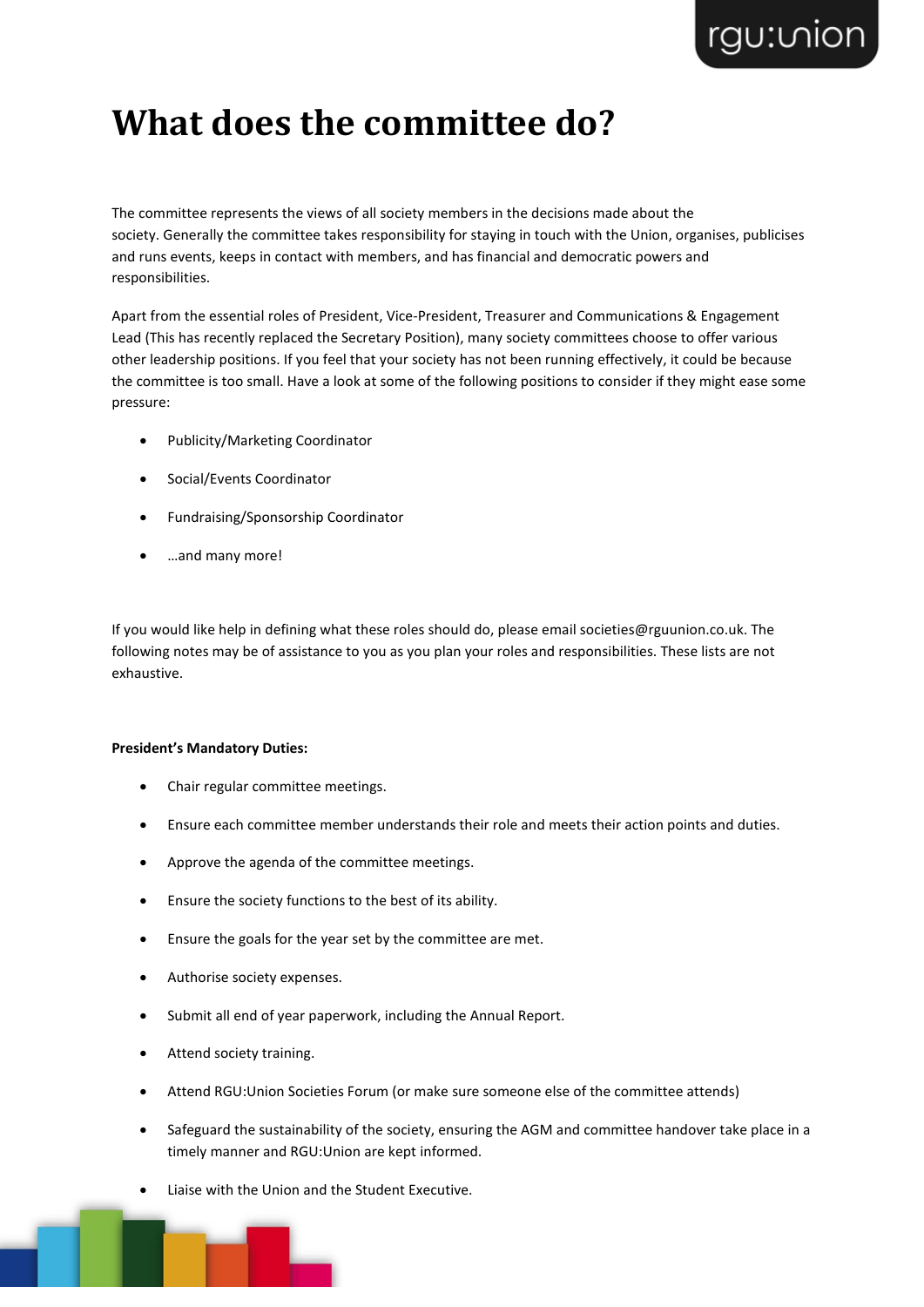# What does the committee do?

The committee represents the views of all society members in the decisions made about the society. Generally the committee takes responsibility for staying in touch with the Union, organises, publicises and runs events, keeps in contact with members, and has financial and democratic powers and responsibilities.

Apart from the essential roles of President, Vice-President, Treasurer and Communications & Engagement Lead (This has recently replaced the Secretary Position), many society committees choose to offer various other leadership positions. If you feel that your society has not been running effectively, it could be because the committee is too small. Have a look at some of the following positions to consider if they might ease some pressure:

- Publicity/Marketing Coordinator
- Social/Events Coordinator
- Fundraising/Sponsorship Coordinator
- …and many more!

If you would like help in defining what these roles should do, please email societies@rguunion.co.uk. The following notes may be of assistance to you as you plan your roles and responsibilities. These lists are not exhaustive.

**President's Mandatory Duties:**

- Chair regular committee meetings.
- Ensure each committee member understands their role and meets their action points and duties.
- Approve the agenda of the committee meetings.
- Ensure the society functions to the best of its ability.
- Ensure the goals for the year set by the committee are met.
- Authorise society expenses.
- Submit all end of year paperwork, including the Annual Report.
- Attend society training.
- Attend RGU:Union Societies Forum (or make sure someone else of the committee attends)
- Safeguard the sustainability of the society, ensuring the AGM and committee handover take place in a timely manner and RGU:Union are kept informed.
- Liaise with the Union and the Student Executive.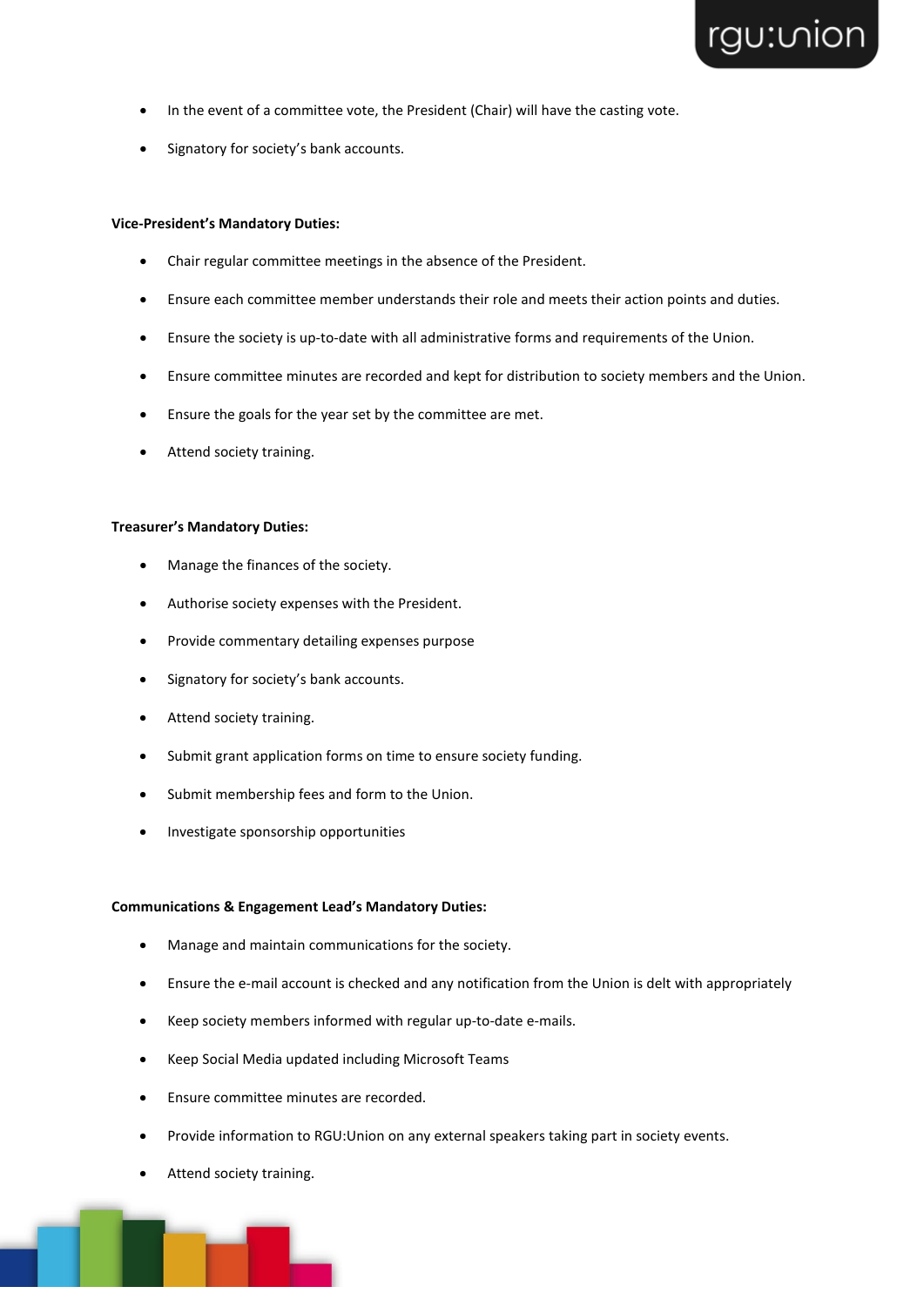- In the event of a committee vote, the President (Chair) will have the casting vote.
- Signatory for society's bank accounts.

**Vice-President's Mandatory Duties:**

- Chair regular committee meetings in the absence of the President.
- Ensure each committee member understands their role and meets their action points and duties.
- Ensure the society is up-to-date with all administrative forms and requirements of the Union.
- Ensure committee minutes are recorded and kept for distribution to society members and the Union.
- Ensure the goals for the year set by the committee are met.
- Attend society training.

**Treasurer's Mandatory Duties:**

- Manage the finances of the society.
- Authorise society expenses with the President.
- Provide commentary detailing expenses purpose
- Signatory for society's bank accounts.
- Attend society training.
- Submit grant application forms on time to ensure society funding.
- Submit membership fees and form to the Union.
- Investigate sponsorship opportunities

**Communications & Engagement Lead's Mandatory Duties:**

- Manage and maintain communications for the society.
- Ensure the e-mail account is checked and any notification from the Union is delt with appropriately
- Keep society members informed with regular up-to-date e-mails.
- Keep Social Media updated including Microsoft Teams
- Ensure committee minutes are recorded.
- Provide information to RGU:Union on any external speakers taking part in society events.
- Attend society training.